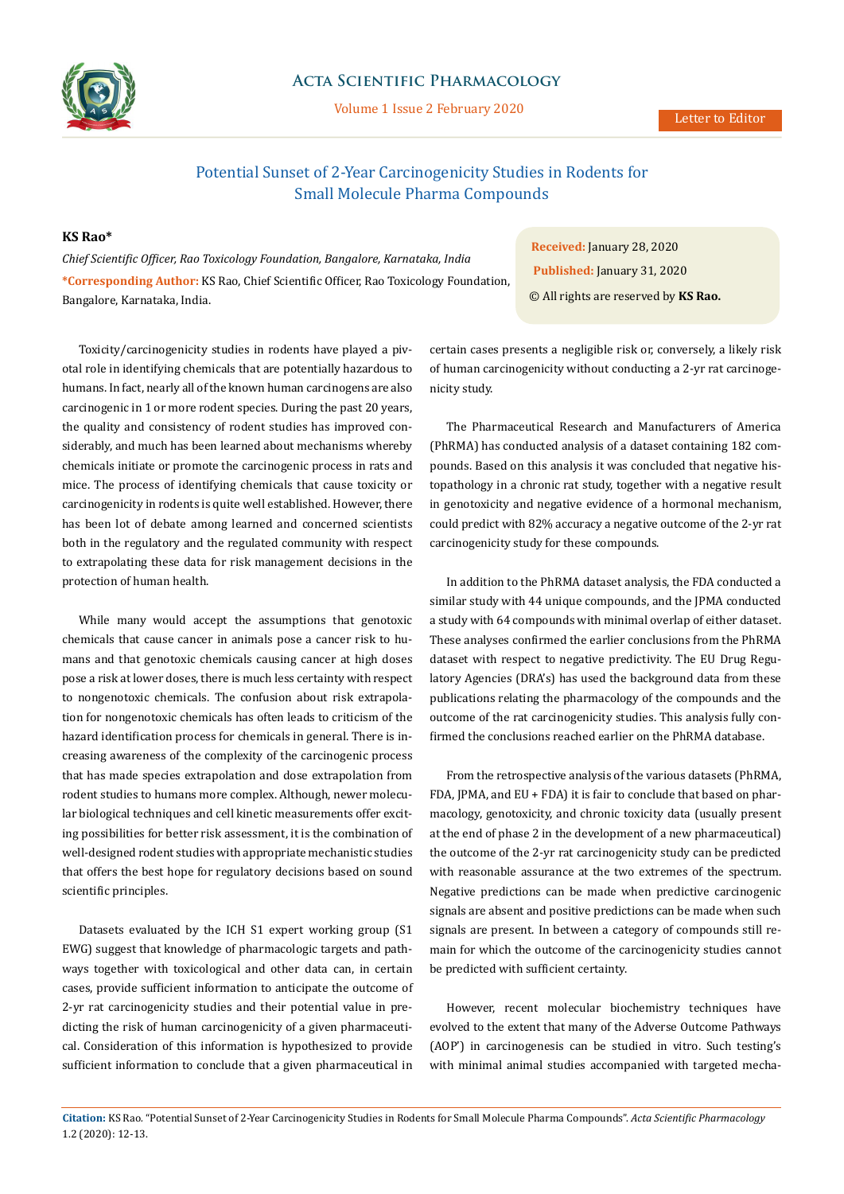Letter to Editor

# Potential Sunset of 2-Year Carcinogenicity Studies in Rodents for Small Molecule Pharma Compounds

**KS Rao***

*Chief Scientific Officer, Rao Toxicology Foundation, Bangalore, Karnataka, India*

***Corresponding Author:** KS Rao, Chief Scientific Officer, Rao Toxicology Foundation, Bangalore, Karnataka, India.

**Received:** January 28, 2020

**Published:** January 31, 2020

© All rights are reserved by **KS Rao.**

Toxicity/carcinogenicity studies in rodents have played a pivotal role in identifying chemicals that are potentially hazardous to humans. In fact, nearly all of the known human carcinogens are also carcinogenic in 1 or more rodent species. During the past 20 years, the quality and consistency of rodent studies has improved considerably, and much has been learned about mechanisms whereby chemicals initiate or promote the carcinogenic process in rats and mice. The process of identifying chemicals that cause toxicity or carcinogenicity in rodents is quite well established. However, there has been lot of debate among learned and concerned scientists both in the regulatory and the regulated community with respect to extrapolating these data for risk management decisions in the protection of human health.

While many would accept the assumptions that genotoxic chemicals that cause cancer in animals pose a cancer risk to humans and that genotoxic chemicals causing cancer at high doses pose a risk at lower doses, there is much less certainty with respect to nongenotoxic chemicals. The confusion about risk extrapolation for nongenotoxic chemicals has often leads to criticism of the hazard identification process for chemicals in general. There is increasing awareness of the complexity of the carcinogenic process that has made species extrapolation and dose extrapolation from rodent studies to humans more complex. Although, newer molecular biological techniques and cell kinetic measurements offer exciting possibilities for better risk assessment, it is the combination of well-designed rodent studies with appropriate mechanistic studies that offers the best hope for regulatory decisions based on sound scientific principles.

Datasets evaluated by the ICH S1 expert working group (S1 EWG) suggest that knowledge of pharmacologic targets and pathways together with toxicological and other data can, in certain cases, provide sufficient information to anticipate the outcome of 2-yr rat carcinogenicity studies and their potential value in predicting the risk of human carcinogenicity of a given pharmaceutical. Consideration of this information is hypothesized to provide sufficient information to conclude that a given pharmaceutical in certain cases presents a negligible risk or, conversely, a likely risk of human carcinogenicity without conducting a 2-yr rat carcinogenicity study.

The Pharmaceutical Research and Manufacturers of America (PhRMA) has conducted analysis of a dataset containing 182 compounds. Based on this analysis it was concluded that negative histopathology in a chronic rat study, together with a negative result in genotoxicity and negative evidence of a hormonal mechanism, could predict with 82% accuracy a negative outcome of the 2-yr rat carcinogenicity study for these compounds.

In addition to the PhRMA dataset analysis, the FDA conducted a similar study with 44 unique compounds, and the JPMA conducted a study with 64 compounds with minimal overlap of either dataset. These analyses confirmed the earlier conclusions from the PhRMA dataset with respect to negative predictivity. The EU Drug Regulatory Agencies (DRA's) has used the background data from these publications relating the pharmacology of the compounds and the outcome of the rat carcinogenicity studies. This analysis fully confirmed the conclusions reached earlier on the PhRMA database.

From the retrospective analysis of the various datasets (PhRMA, FDA, JPMA, and EU + FDA) it is fair to conclude that based on pharmacology, genotoxicity, and chronic toxicity data (usually present at the end of phase 2 in the development of a new pharmaceutical) the outcome of the 2-yr rat carcinogenicity study can be predicted with reasonable assurance at the two extremes of the spectrum. Negative predictions can be made when predictive carcinogenic signals are absent and positive predictions can be made when such signals are present. In between a category of compounds still remain for which the outcome of the carcinogenicity studies cannot be predicted with sufficient certainty.

However, recent molecular biochemistry techniques have evolved to the extent that many of the Adverse Outcome Pathways (AOP') in carcinogenesis can be studied in vitro. Such testing's with minimal animal studies accompanied with targeted mecha-

**Citation:** KS Rao. "Potential Sunset of 2-Year Carcinogenicity Studies in Rodents for Small Molecule Pharma Compounds". *Acta Scientific Pharmacology* 1.2 (2020): 12-13.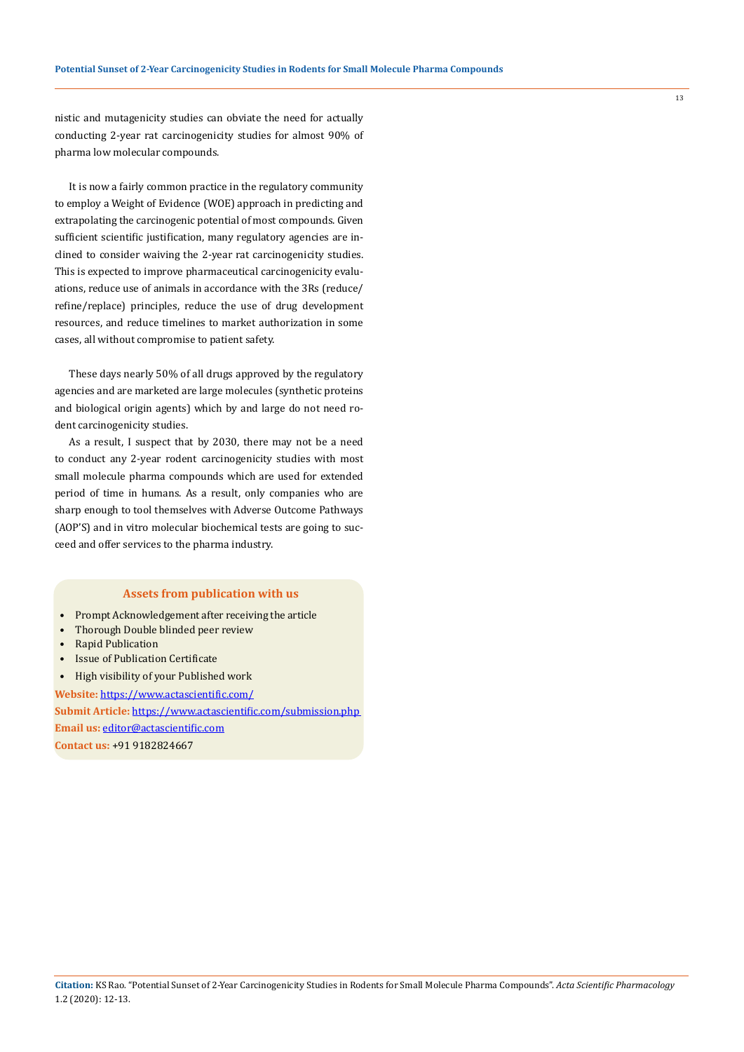nistic and mutagenicity studies can obviate the need for actually conducting 2-year rat carcinogenicity studies for almost 90% of pharma low molecular compounds.

It is now a fairly common practice in the regulatory community to employ a Weight of Evidence (WOE) approach in predicting and extrapolating the carcinogenic potential of most compounds. Given sufficient scientific justification, many regulatory agencies are inclined to consider waiving the 2-year rat carcinogenicity studies. This is expected to improve pharmaceutical carcinogenicity evaluations, reduce use of animals in accordance with the 3Rs (reduce/refine/replace) principles, reduce the use of drug development resources, and reduce timelines to market authorization in some cases, all without compromise to patient safety.

These days nearly 50% of all drugs approved by the regulatory agencies and are marketed are large molecules (synthetic proteins and biological origin agents) which by and large do not need rodent carcinogenicity studies.

As a result, I suspect that by 2030, there may not be a need to conduct any 2-year rodent carcinogenicity studies with most small molecule pharma compounds which are used for extended period of time in humans. As a result, only companies who are sharp enough to tool themselves with Adverse Outcome Pathways (AOP'S) and in vitro molecular biochemical tests are going to succeed and offer services to the pharma industry.

**Assets from publication with us**

- Prompt Acknowledgement after receiving the article
- Thorough Double blinded peer review
- Rapid Publication
- Issue of Publication Certificate
- High visibility of your Published work

**Website:** https://www.actascientific.com/
**Submit Article:** https://www.actascientific.com/submission.php
**Email us:** editor@actascientific.com
**Contact us:** +91 9182824667